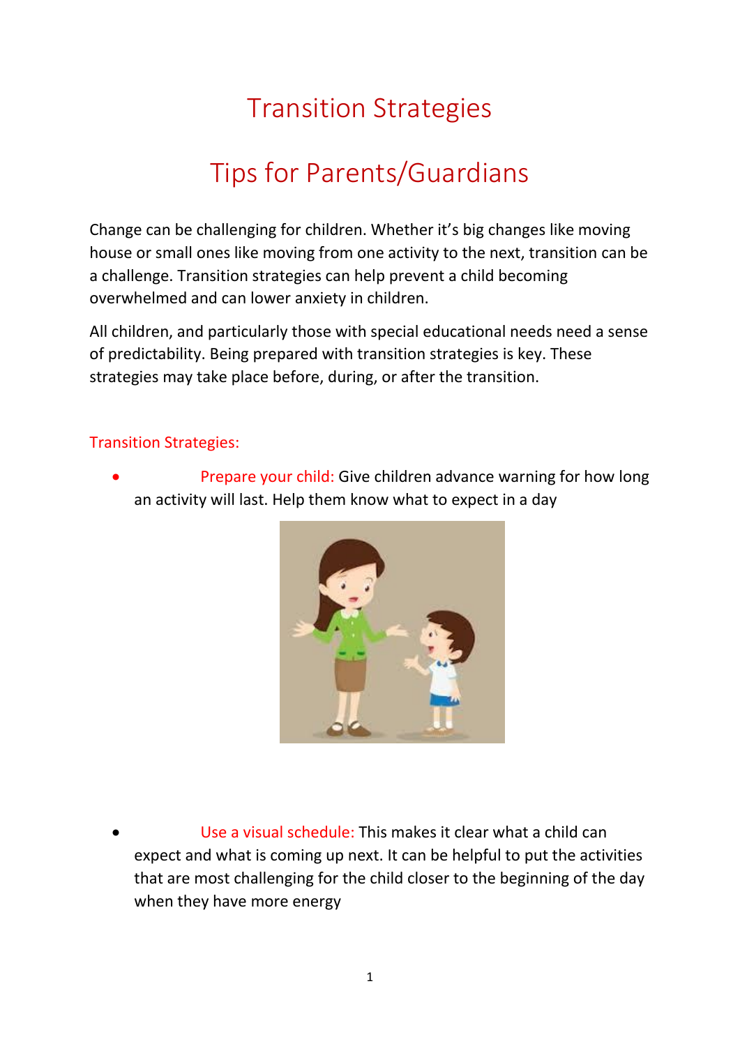# Transition Strategies

# Tips for Parents/Guardians

Change can be challenging for children. Whether it's big changes like moving house or small ones like moving from one activity to the next, transition can be a challenge. Transition strategies can help prevent a child becoming overwhelmed and can lower anxiety in children.

All children, and particularly those with special educational needs need a sense of predictability. Being prepared with transition strategies is key. These strategies may take place before, during, or after the transition.

## Transition Strategies:

- **Prepare your child:** Give children advance warning for how long an activity will last. Help them know what to expect in a day

- **Use a visual schedule:** This makes it clear what a child can expect and what is coming up next. It can be helpful to put the activities that are most challenging for the child closer to the beginning of the day when they have more energy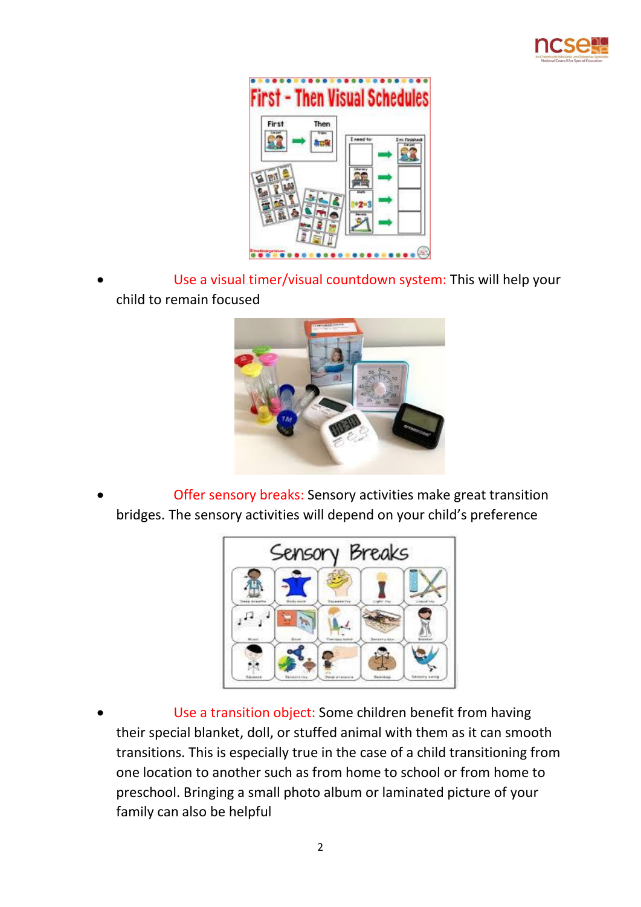- Use a visual timer/visual countdown system: This will help your child to remain focused

- Offer sensory breaks: Sensory activities make great transition bridges. The sensory activities will depend on your child's preference

- Use a transition object: Some children benefit from having their special blanket, doll, or stuffed animal with them as it can smooth transitions. This is especially true in the case of a child transitioning from one location to another such as from home to school or from home to preschool. Bringing a small photo album or laminated picture of your family can also be helpful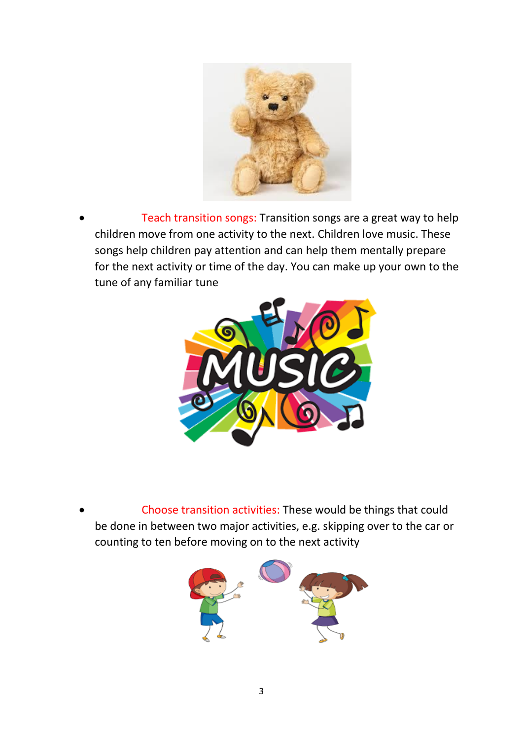- Teach transition songs: Transition songs are a great way to help children move from one activity to the next. Children love music. These songs help children pay attention and can help them mentally prepare for the next activity or time of the day. You can make up your own to the tune of any familiar tune

- Choose transition activities: These would be things that could be done in between two major activities, e.g. skipping over to the car or counting to ten before moving on to the next activity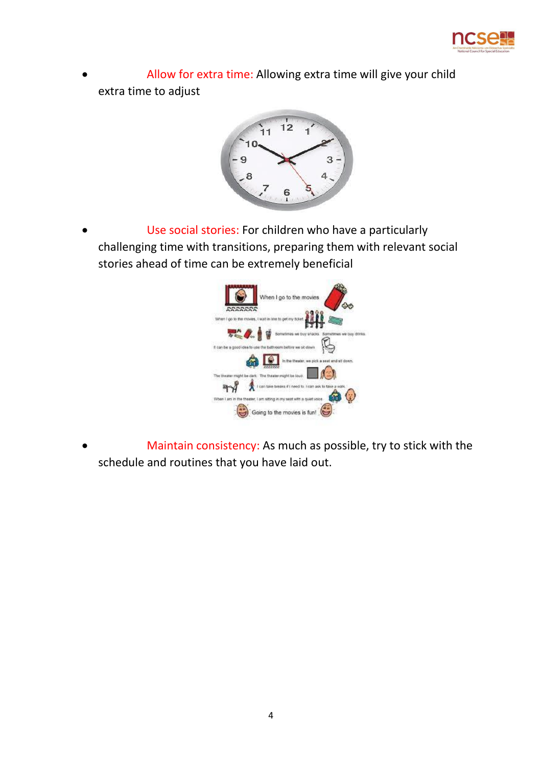- Allow for extra time: Allowing extra time will give your child extra time to adjust

- Use social stories: For children who have a particularly challenging time with transitions, preparing them with relevant social stories ahead of time can be extremely beneficial

- Maintain consistency: As much as possible, try to stick with the schedule and routines that you have laid out.